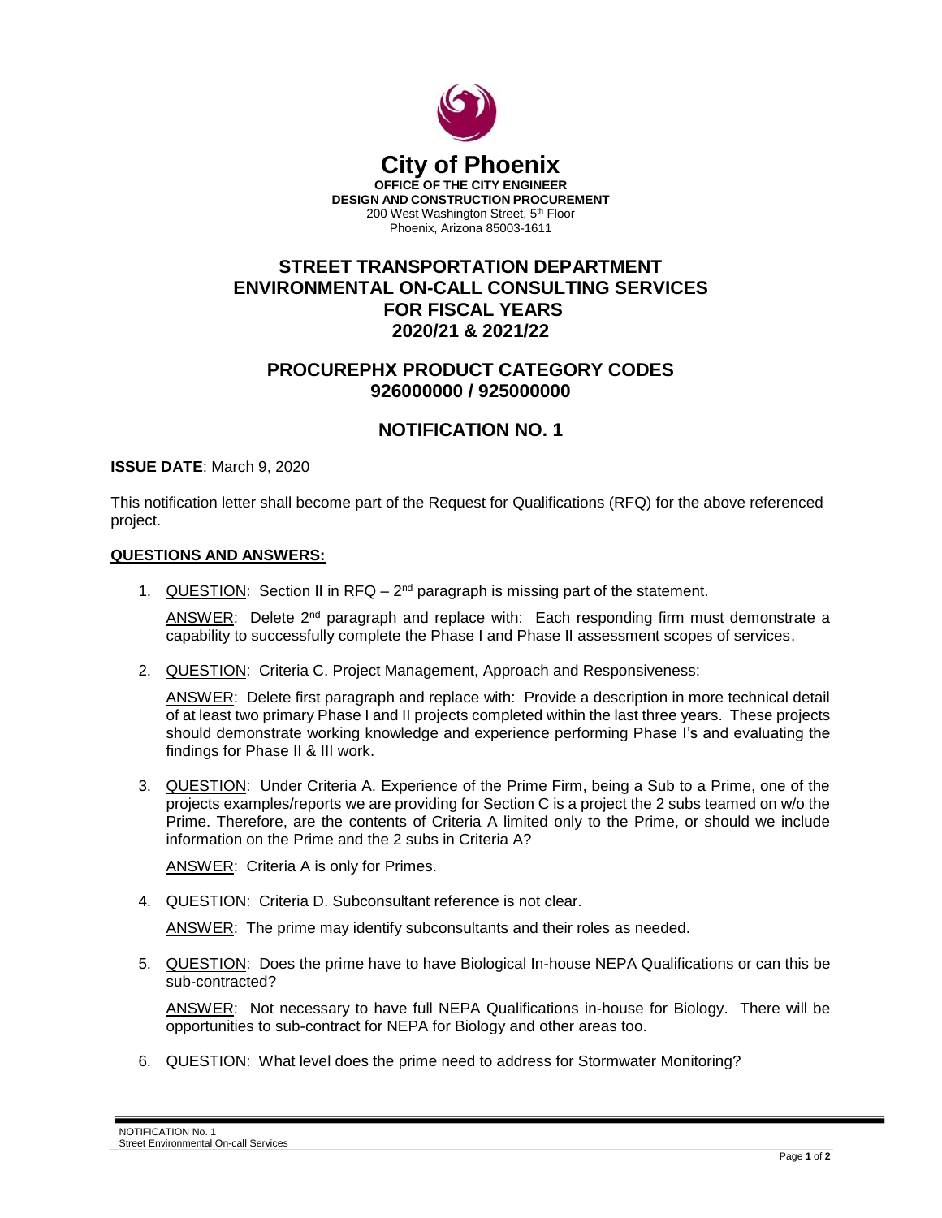# City of Phoenix

**OFFICE OF THE CITY ENGINEER**
**DESIGN AND CONSTRUCTION PROCUREMENT**
200 West Washington Street, 5th Floor
Phoenix, Arizona 85003-1611

## STREET TRANSPORTATION DEPARTMENT
## ENVIRONMENTAL ON-CALL CONSULTING SERVICES
## FOR FISCAL YEARS
## 2020/21 & 2021/22

## PROCUREPHX PRODUCT CATEGORY CODES
## 926000000 / 925000000

## NOTIFICATION NO. 1

**ISSUE DATE**: March 9, 2020

This notification letter shall become part of the Request for Qualifications (RFQ) for the above referenced project.

**QUESTIONS AND ANSWERS:**

1. QUESTION: Section II in RFQ – 2nd paragraph is missing part of the statement.

   ANSWER: Delete 2nd paragraph and replace with: Each responding firm must demonstrate a capability to successfully complete the Phase I and Phase II assessment scopes of services.

2. QUESTION: Criteria C. Project Management, Approach and Responsiveness:

   ANSWER: Delete first paragraph and replace with: Provide a description in more technical detail of at least two primary Phase I and II projects completed within the last three years. These projects should demonstrate working knowledge and experience performing Phase I's and evaluating the findings for Phase II & III work.

3. QUESTION: Under Criteria A. Experience of the Prime Firm, being a Sub to a Prime, one of the projects examples/reports we are providing for Section C is a project the 2 subs teamed on w/o the Prime. Therefore, are the contents of Criteria A limited only to the Prime, or should we include information on the Prime and the 2 subs in Criteria A?

   ANSWER: Criteria A is only for Primes.

4. QUESTION: Criteria D. Subconsultant reference is not clear.

   ANSWER: The prime may identify subconsultants and their roles as needed.

5. QUESTION: Does the prime have to have Biological In-house NEPA Qualifications or can this be sub-contracted?

   ANSWER: Not necessary to have full NEPA Qualifications in-house for Biology. There will be opportunities to sub-contract for NEPA for Biology and other areas too.

6. QUESTION: What level does the prime need to address for Stormwater Monitoring?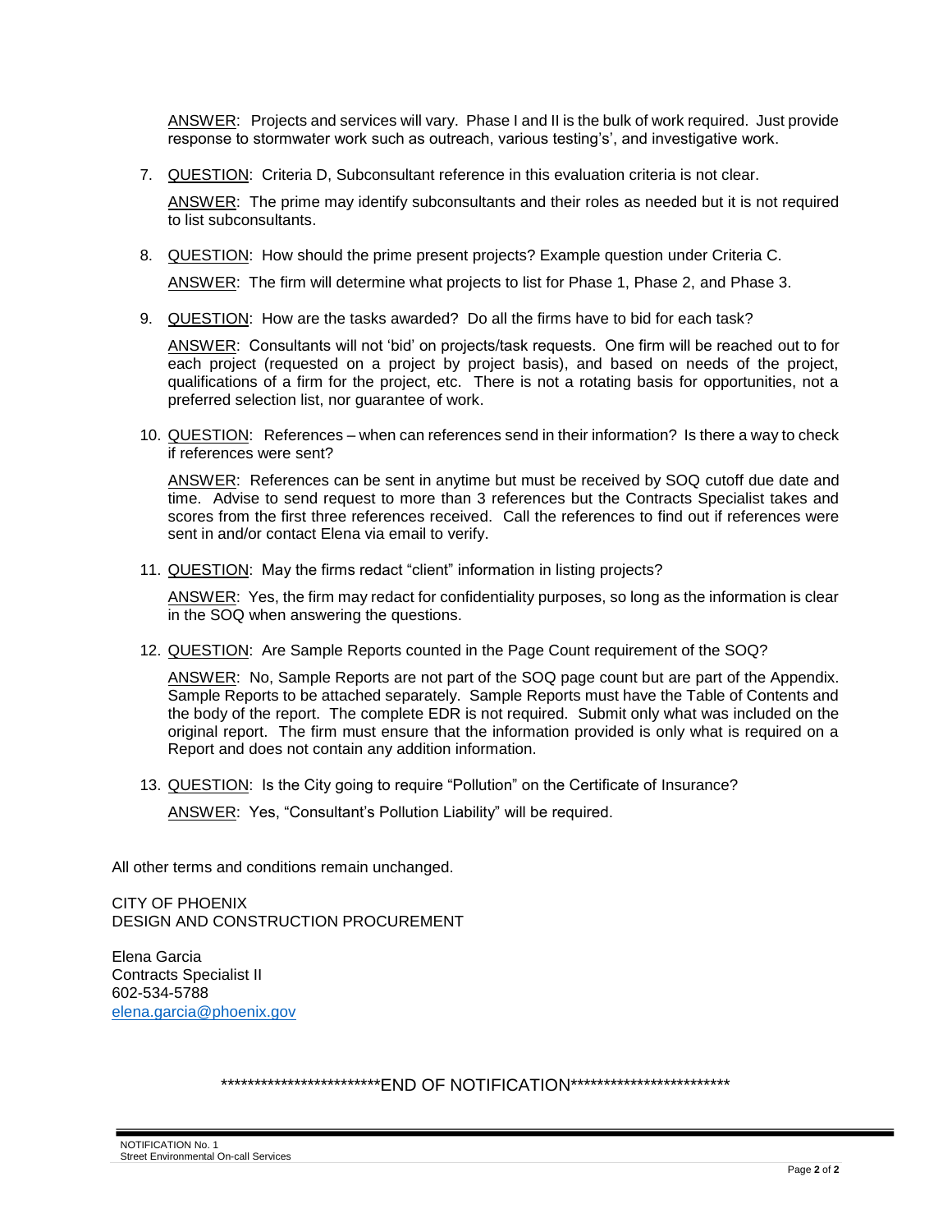ANSWER: Projects and services will vary. Phase I and II is the bulk of work required. Just provide response to stormwater work such as outreach, various testing's', and investigative work.

7. QUESTION: Criteria D, Subconsultant reference in this evaluation criteria is not clear.

   ANSWER: The prime may identify subconsultants and their roles as needed but it is not required to list subconsultants.

8. QUESTION: How should the prime present projects? Example question under Criteria C.

   ANSWER: The firm will determine what projects to list for Phase 1, Phase 2, and Phase 3.

9. QUESTION: How are the tasks awarded? Do all the firms have to bid for each task?

   ANSWER: Consultants will not 'bid' on projects/task requests. One firm will be reached out to for each project (requested on a project by project basis), and based on needs of the project, qualifications of a firm for the project, etc. There is not a rotating basis for opportunities, not a preferred selection list, nor guarantee of work.

10. QUESTION: References – when can references send in their information? Is there a way to check if references were sent?

    ANSWER: References can be sent in anytime but must be received by SOQ cutoff due date and time. Advise to send request to more than 3 references but the Contracts Specialist takes and scores from the first three references received. Call the references to find out if references were sent in and/or contact Elena via email to verify.

11. QUESTION: May the firms redact "client" information in listing projects?

    ANSWER: Yes, the firm may redact for confidentiality purposes, so long as the information is clear in the SOQ when answering the questions.

12. QUESTION: Are Sample Reports counted in the Page Count requirement of the SOQ?

    ANSWER: No, Sample Reports are not part of the SOQ page count but are part of the Appendix. Sample Reports to be attached separately. Sample Reports must have the Table of Contents and the body of the report. The complete EDR is not required. Submit only what was included on the original report. The firm must ensure that the information provided is only what is required on a Report and does not contain any addition information.

13. QUESTION: Is the City going to require "Pollution" on the Certificate of Insurance?

    ANSWER: Yes, "Consultant's Pollution Liability" will be required.

All other terms and conditions remain unchanged.

CITY OF PHOENIX
DESIGN AND CONSTRUCTION PROCUREMENT

Elena Garcia
Contracts Specialist II
602-534-5788
elena.garcia@phoenix.gov

************************END OF NOTIFICATION************************

NOTIFICATION No. 1
Street Environmental On-call Services